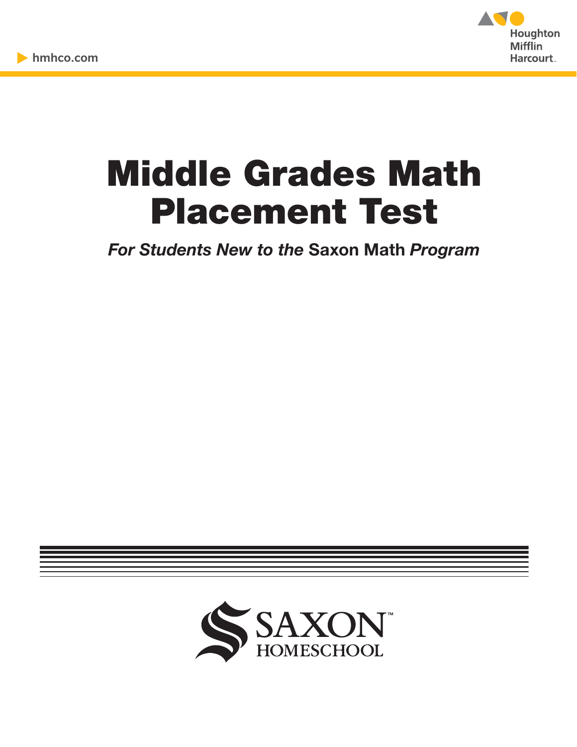hmhco.com

Houghton Mifflin Harcourt

# Middle Grades Math Placement Test

***For Students New to the* Saxon Math *Program***

SAXON™ HOMESCHOOL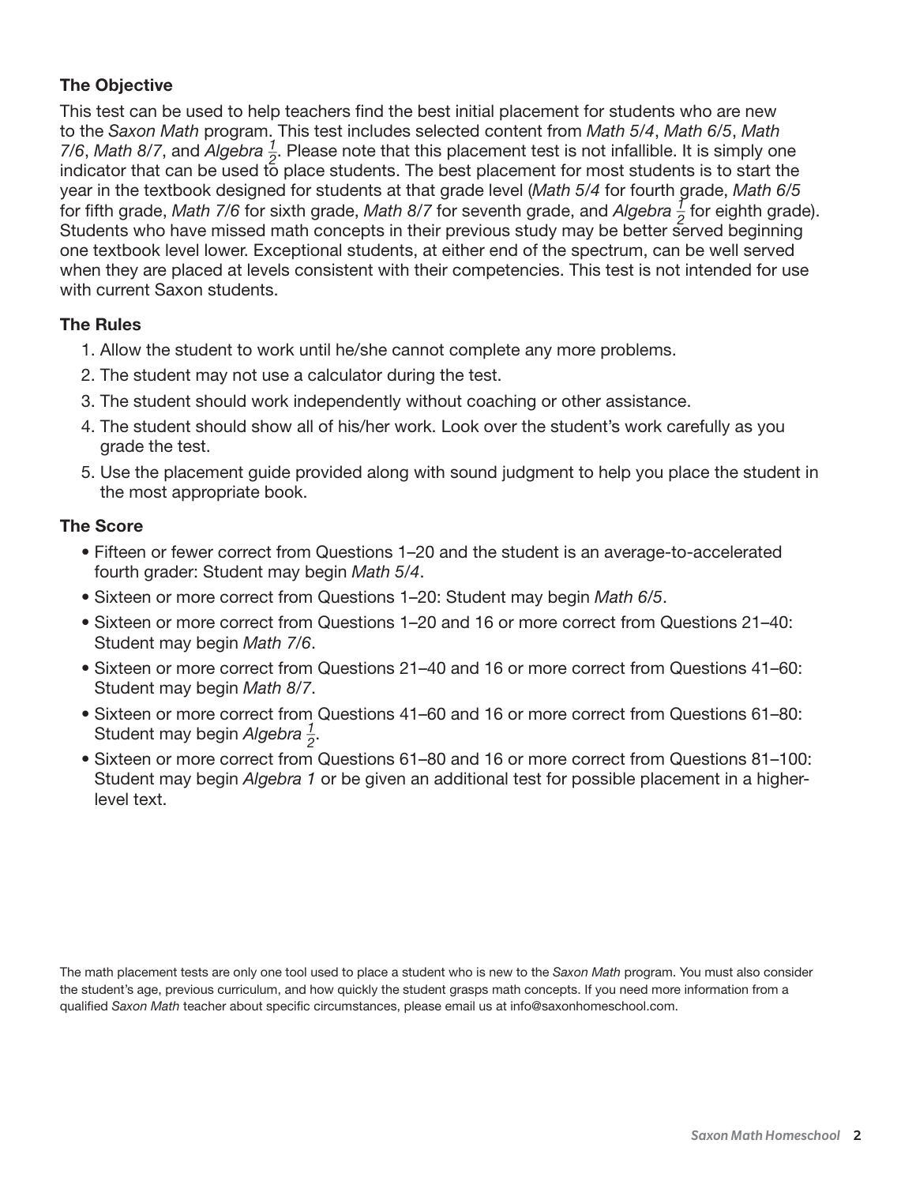### The Objective

This test can be used to help teachers find the best initial placement for students who are new to the *Saxon Math* program. This test includes selected content from *Math 5/4*, *Math 6/5*, *Math 7/6*, *Math 8/7*, and *Algebra $\frac{1}{2}$*. Please note that this placement test is not infallible. It is simply one indicator that can be used to place students. The best placement for most students is to start the year in the textbook designed for students at that grade level (*Math 5/4* for fourth grade, *Math 6/5* for fifth grade, *Math 7/6* for sixth grade, *Math 8/7* for seventh grade, and *Algebra $\frac{1}{2}$* for eighth grade). Students who have missed math concepts in their previous study may be better served beginning one textbook level lower. Exceptional students, at either end of the spectrum, can be well served when they are placed at levels consistent with their competencies. This test is not intended for use with current Saxon students.

### The Rules

1. Allow the student to work until he/she cannot complete any more problems.
2. The student may not use a calculator during the test.
3. The student should work independently without coaching or other assistance.
4. The student should show all of his/her work. Look over the student's work carefully as you grade the test.
5. Use the placement guide provided along with sound judgment to help you place the student in the most appropriate book.

### The Score

- Fifteen or fewer correct from Questions 1–20 and the student is an average-to-accelerated fourth grader: Student may begin *Math 5/4*.
- Sixteen or more correct from Questions 1–20: Student may begin *Math 6/5*.
- Sixteen or more correct from Questions 1–20 and 16 or more correct from Questions 21–40: Student may begin *Math 7/6*.
- Sixteen or more correct from Questions 21–40 and 16 or more correct from Questions 41–60: Student may begin *Math 8/7*.
- Sixteen or more correct from Questions 41–60 and 16 or more correct from Questions 61–80: Student may begin *Algebra $\frac{1}{2}$*.
- Sixteen or more correct from Questions 61–80 and 16 or more correct from Questions 81–100: Student may begin *Algebra 1* or be given an additional test for possible placement in a higher-level text.

The math placement tests are only one tool used to place a student who is new to the *Saxon Math* program. You must also consider the student's age, previous curriculum, and how quickly the student grasps math concepts. If you need more information from a qualified *Saxon Math* teacher about specific circumstances, please email us at info@saxonhomeschool.com.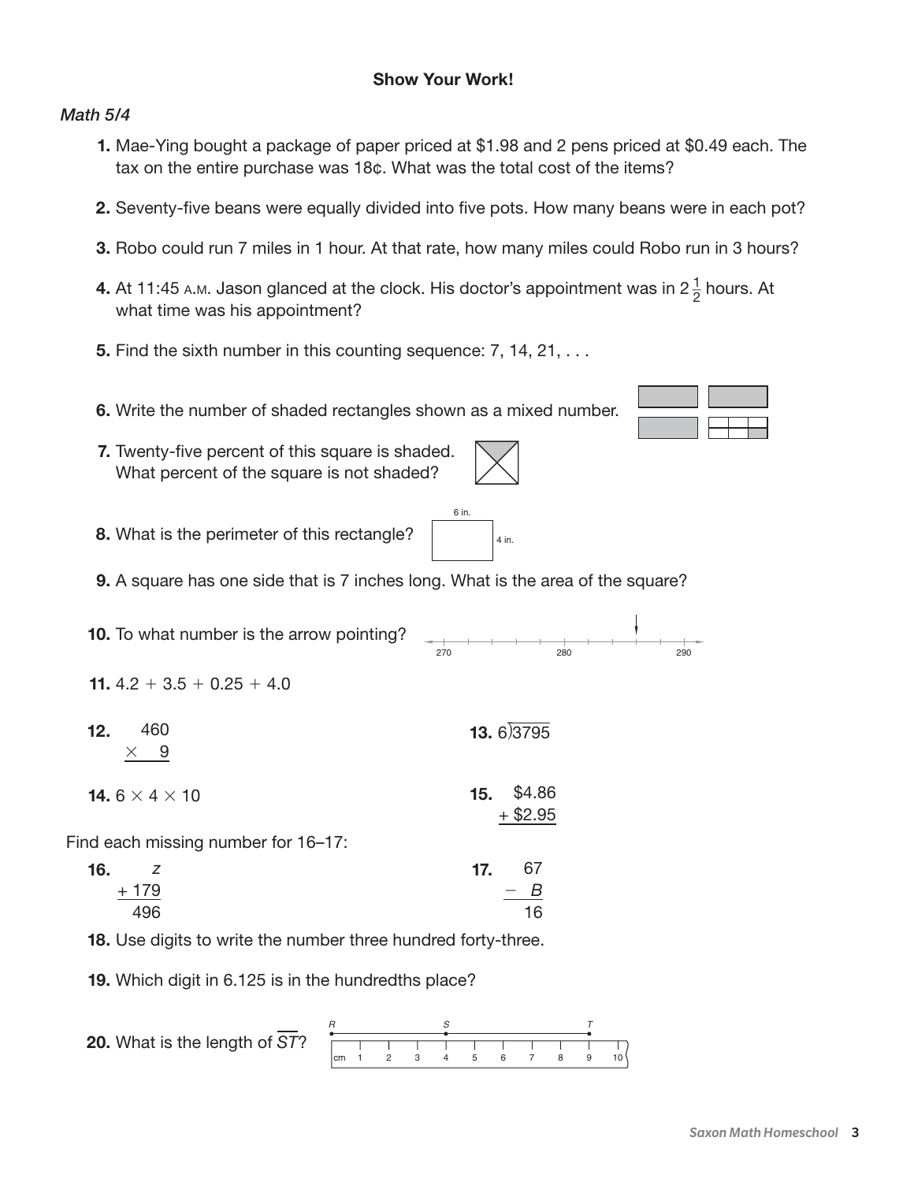**Show Your Work!**

*Math 5/4*

1. Mae-Ying bought a package of paper priced at \$1.98 and 2 pens priced at \$0.49 each. The tax on the entire purchase was 18¢. What was the total cost of the items?

2. Seventy-five beans were equally divided into five pots. How many beans were in each pot?

3. Robo could run 7 miles in 1 hour. At that rate, how many miles could Robo run in 3 hours?

4. At 11:45 A.M. Jason glanced at the clock. His doctor's appointment was in $2\frac{1}{2}$ hours. At what time was his appointment?

5. Find the sixth number in this counting sequence: 7, 14, 21, . . .

6. Write the number of shaded rectangles shown as a mixed number.

7. Twenty-five percent of this square is shaded. What percent of the square is not shaded?

8. What is the perimeter of this rectangle? (6 in. by 4 in.)

9. A square has one side that is 7 inches long. What is the area of the square?

10. To what number is the arrow pointing? (270, 280, 290)

11. $4.2 + 3.5 + 0.25 + 4.0$

12. $460 \times 9$

13. $6\overline{)3795}$

14. $6 \times 4 \times 10$

15. $\$4.86 + \$2.95$

Find each missing number for 16–17:

16. $z + 179 = 496$

17. $67 - B = 16$

18. Use digits to write the number three hundred forty-three.

19. Which digit in 6.125 is in the hundredths place?

20. What is the length of $\overline{ST}$? (R, S, T; cm 1 2 3 4 5 6 7 8 9 10)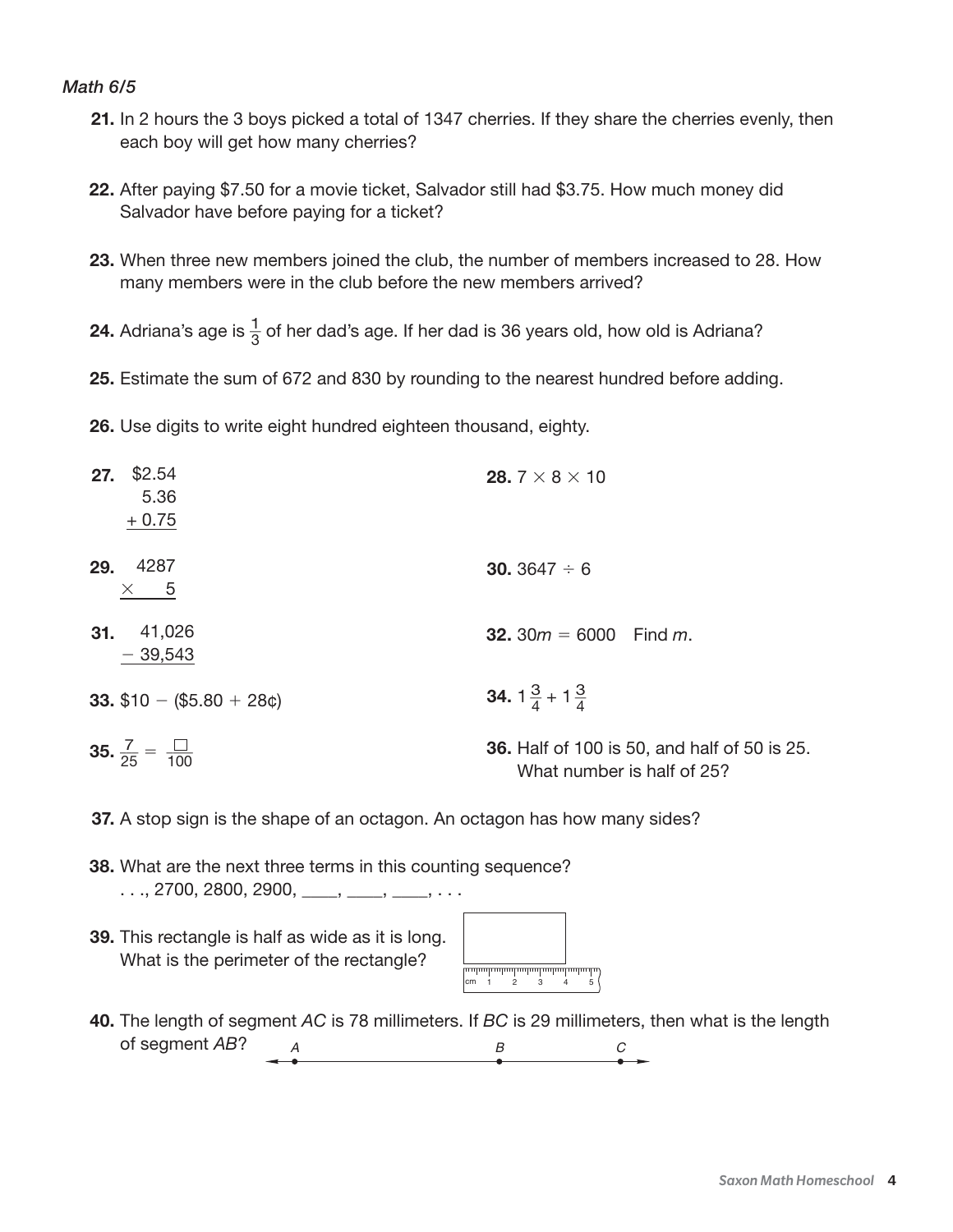*Math 6/5*

**21.** In 2 hours the 3 boys picked a total of 1347 cherries. If they share the cherries evenly, then each boy will get how many cherries?

**22.** After paying \$7.50 for a movie ticket, Salvador still had \$3.75. How much money did Salvador have before paying for a ticket?

**23.** When three new members joined the club, the number of members increased to 28. How many members were in the club before the new members arrived?

**24.** Adriana's age is $\frac{1}{3}$ of her dad's age. If her dad is 36 years old, how old is Adriana?

**25.** Estimate the sum of 672 and 830 by rounding to the nearest hundred before adding.

**26.** Use digits to write eight hundred eighteen thousand, eighty.

**27.**

$$\begin{array}{r} \$2.54 \\ 5.36 \\ +\ 0.75 \\ \hline \end{array}$$

**28.** $7 \times 8 \times 10$

**29.**

$$\begin{array}{r} 4287 \\ \times \quad 5 \\ \hline \end{array}$$

**30.** $3647 \div 6$

**31.**

$$\begin{array}{r} 41{,}026 \\ -\ 39{,}543 \\ \hline \end{array}$$

**32.** $30m = 6000$ Find $m$.

**33.** \$10 − (\$5.80 + 28¢)

**34.** $1\frac{3}{4} + 1\frac{3}{4}$

**35.** $\frac{7}{25} = \frac{\square}{100}$

**36.** Half of 100 is 50, and half of 50 is 25. What number is half of 25?

**37.** A stop sign is the shape of an octagon. An octagon has how many sides?

**38.** What are the next three terms in this counting sequence?
. . ., 2700, 2800, 2900, ____, ____, ____, . . .

**39.** This rectangle is half as wide as it is long. What is the perimeter of the rectangle?

**40.** The length of segment $AC$ is 78 millimeters. If $BC$ is 29 millimeters, then what is the length of segment $AB$?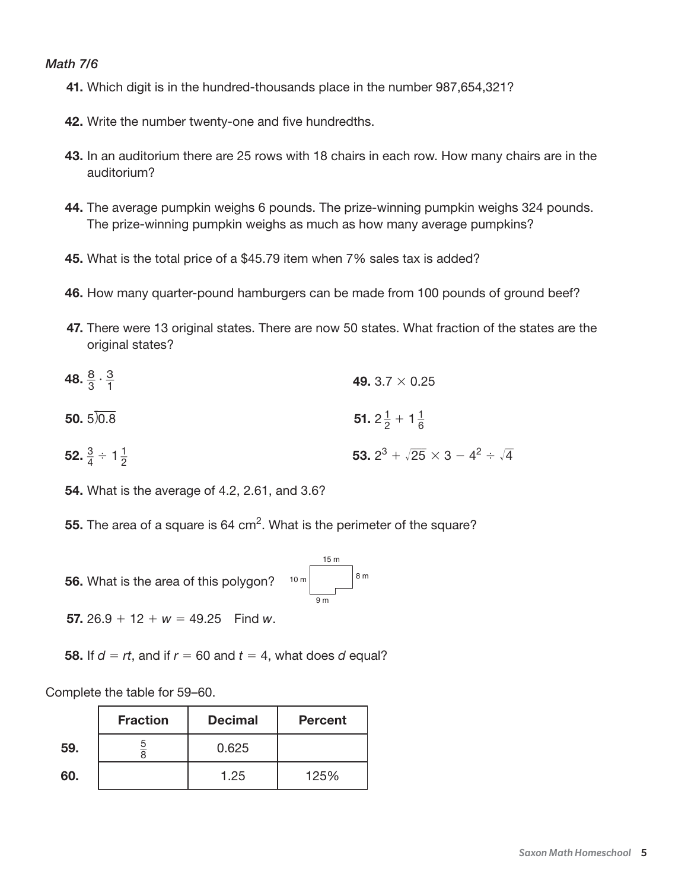*Math 7/6*

**41.** Which digit is in the hundred-thousands place in the number 987,654,321?

**42.** Write the number twenty-one and five hundredths.

**43.** In an auditorium there are 25 rows with 18 chairs in each row. How many chairs are in the auditorium?

**44.** The average pumpkin weighs 6 pounds. The prize-winning pumpkin weighs 324 pounds. The prize-winning pumpkin weighs as much as how many average pumpkins?

**45.** What is the total price of a $45.79 item when 7% sales tax is added?

**46.** How many quarter-pound hamburgers can be made from 100 pounds of ground beef?

**47.** There were 13 original states. There are now 50 states. What fraction of the states are the original states?

**48.** $\frac{8}{3} \cdot \frac{3}{1}$

**49.** $3.7 \times 0.25$

**50.** $5\overline{)0.8}$

**51.** $2\frac{1}{2} + 1\frac{1}{6}$

**52.** $\frac{3}{4} \div 1\frac{1}{2}$

**53.** $2^3 + \sqrt{25} \times 3 - 4^2 \div \sqrt{4}$

**54.** What is the average of 4.2, 2.61, and 3.6?

**55.** The area of a square is 64 $cm^2$. What is the perimeter of the square?

**56.** What is the area of this polygon? (15 m, 10 m, 8 m, 9 m)

**57.** $26.9 + 12 + w = 49.25$ Find $w$.

**58.** If $d = rt$, and if $r = 60$ and $t = 4$, what does $d$ equal?

Complete the table for 59–60.

| | Fraction | Decimal | Percent |
|---|---|---|---|
| **59.** | $\frac{5}{8}$ | 0.625 | |
| **60.** | | 1.25 | 125% |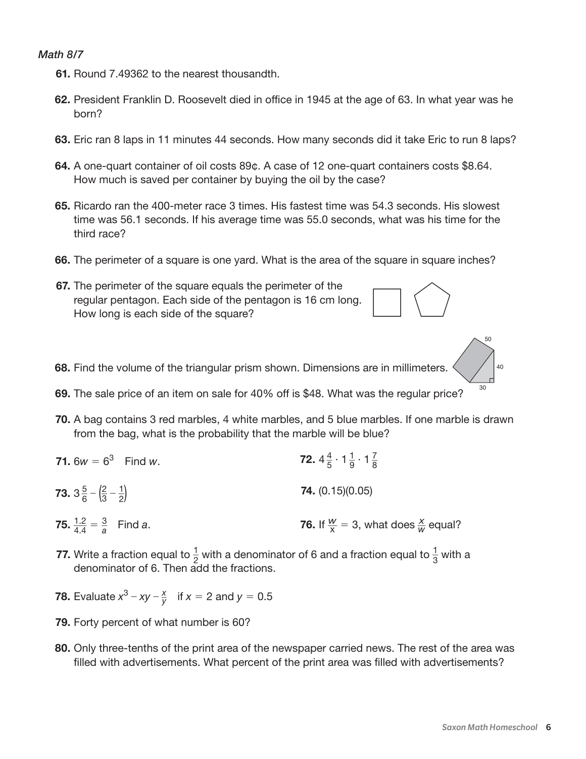*Math 8/7*

**61.** Round 7.49362 to the nearest thousandth.

**62.** President Franklin D. Roosevelt died in office in 1945 at the age of 63. In what year was he born?

**63.** Eric ran 8 laps in 11 minutes 44 seconds. How many seconds did it take Eric to run 8 laps?

**64.** A one-quart container of oil costs 89¢. A case of 12 one-quart containers costs $8.64. How much is saved per container by buying the oil by the case?

**65.** Ricardo ran the 400-meter race 3 times. His fastest time was 54.3 seconds. His slowest time was 56.1 seconds. If his average time was 55.0 seconds, what was his time for the third race?

**66.** The perimeter of a square is one yard. What is the area of the square in square inches?

**67.** The perimeter of the square equals the perimeter of the regular pentagon. Each side of the pentagon is 16 cm long. How long is each side of the square?

**68.** Find the volume of the triangular prism shown. Dimensions are in millimeters.

50

40

30

**69.** The sale price of an item on sale for 40% off is $48. What was the regular price?

**70.** A bag contains 3 red marbles, 4 white marbles, and 5 blue marbles. If one marble is drawn from the bag, what is the probability that the marble will be blue?

**71.** $6w = 6^3$ Find $w$.

**72.** $4\frac{4}{5} \cdot 1\frac{1}{9} \cdot 1\frac{7}{8}$

**73.** $3\frac{5}{6} - \left(\frac{2}{3} - \frac{1}{2}\right)$

**74.** $(0.15)(0.05)$

**75.** $\frac{1.2}{4.4} = \frac{3}{a}$ Find $a$.

**76.** If $\frac{w}{x} = 3$, what does $\frac{x}{w}$ equal?

**77.** Write a fraction equal to $\frac{1}{2}$ with a denominator of 6 and a fraction equal to $\frac{1}{3}$ with a denominator of 6. Then add the fractions.

**78.** Evaluate $x^3 - xy - \frac{x}{y}$ if $x = 2$ and $y = 0.5$

**79.** Forty percent of what number is 60?

**80.** Only three-tenths of the print area of the newspaper carried news. The rest of the area was filled with advertisements. What percent of the print area was filled with advertisements?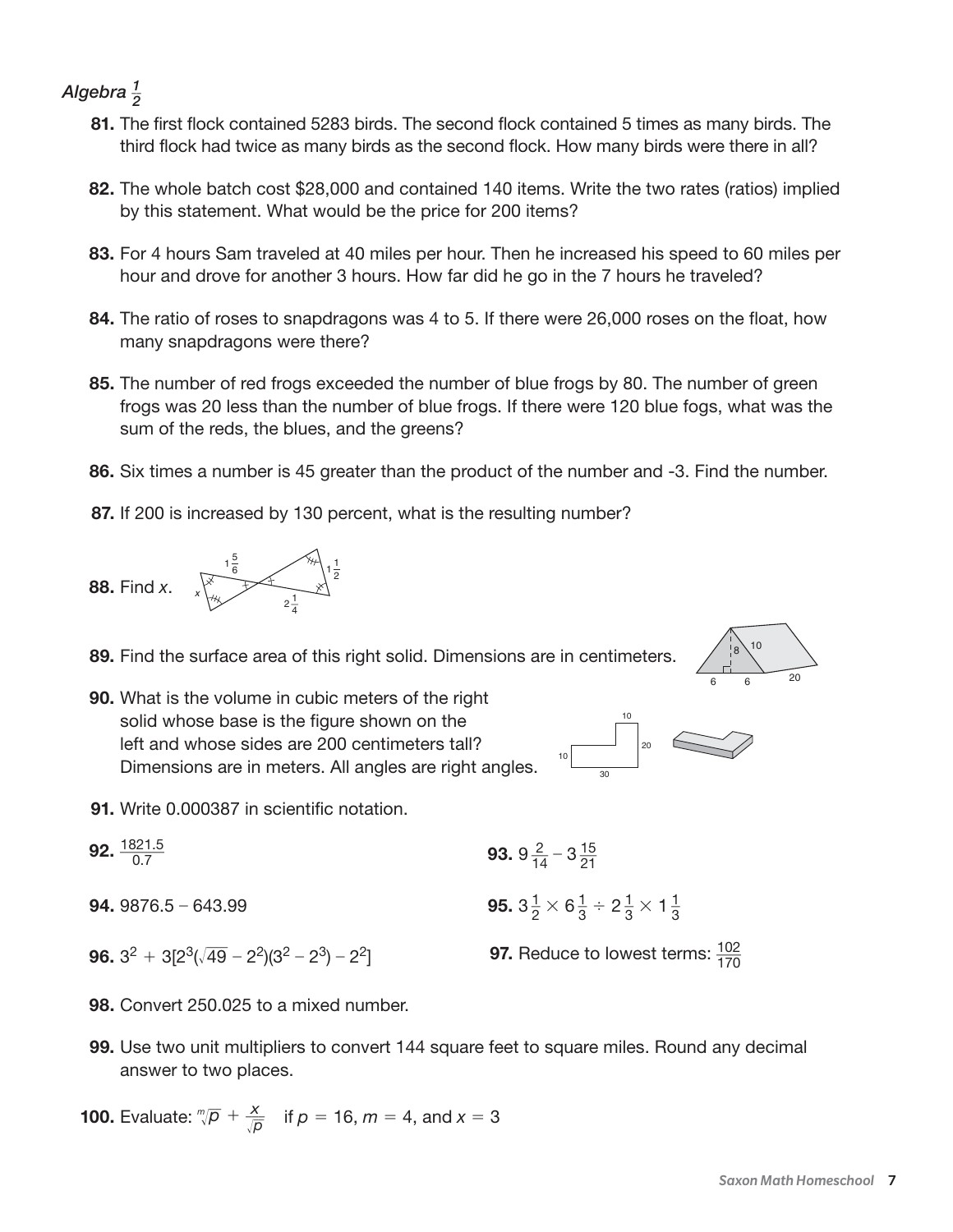*Algebra $\frac{1}{2}$*

**81.** The first flock contained 5283 birds. The second flock contained 5 times as many birds. The third flock had twice as many birds as the second flock. How many birds were there in all?

**82.** The whole batch cost $28,000 and contained 140 items. Write the two rates (ratios) implied by this statement. What would be the price for 200 items?

**83.** For 4 hours Sam traveled at 40 miles per hour. Then he increased his speed to 60 miles per hour and drove for another 3 hours. How far did he go in the 7 hours he traveled?

**84.** The ratio of roses to snapdragons was 4 to 5. If there were 26,000 roses on the float, how many snapdragons were there?

**85.** The number of red frogs exceeded the number of blue frogs by 80. The number of green frogs was 20 less than the number of blue frogs. If there were 120 blue fogs, what was the sum of the reds, the blues, and the greens?

**86.** Six times a number is 45 greater than the product of the number and -3. Find the number.

**87.** If 200 is increased by 130 percent, what is the resulting number?

**88.** Find $x$.

$1\frac{5}{6}$ $\quad 1\frac{1}{2}$ $\quad x$ $\quad 2\frac{1}{4}$

**89.** Find the surface area of this right solid. Dimensions are in centimeters.

8 $\quad$ 10 $\quad$ 6 $\quad$ 6 $\quad$ 20

**90.** What is the volume in cubic meters of the right solid whose base is the figure shown on the left and whose sides are 200 centimeters tall? Dimensions are in meters. All angles are right angles.

10 $\quad$ 10 $\quad$ 20 $\quad$ 30

**91.** Write 0.000387 in scientific notation.

**92.** $\frac{1821.5}{0.7}$

**93.** $9\frac{2}{14} - 3\frac{15}{21}$

**94.** $9876.5 - 643.99$

**95.** $3\frac{1}{2} \times 6\frac{1}{3} \div 2\frac{1}{3} \times 1\frac{1}{3}$

**96.** $3^2 + 3[2^3(\sqrt{49} - 2^2)(3^2 - 2^3) - 2^2]$

**97.** Reduce to lowest terms: $\frac{102}{170}$

**98.** Convert 250.025 to a mixed number.

**99.** Use two unit multipliers to convert 144 square feet to square miles. Round any decimal answer to two places.

**100.** Evaluate: $\sqrt[m]{p} + \frac{x}{\sqrt{p}}$ if $p = 16$, $m = 4$, and $x = 3$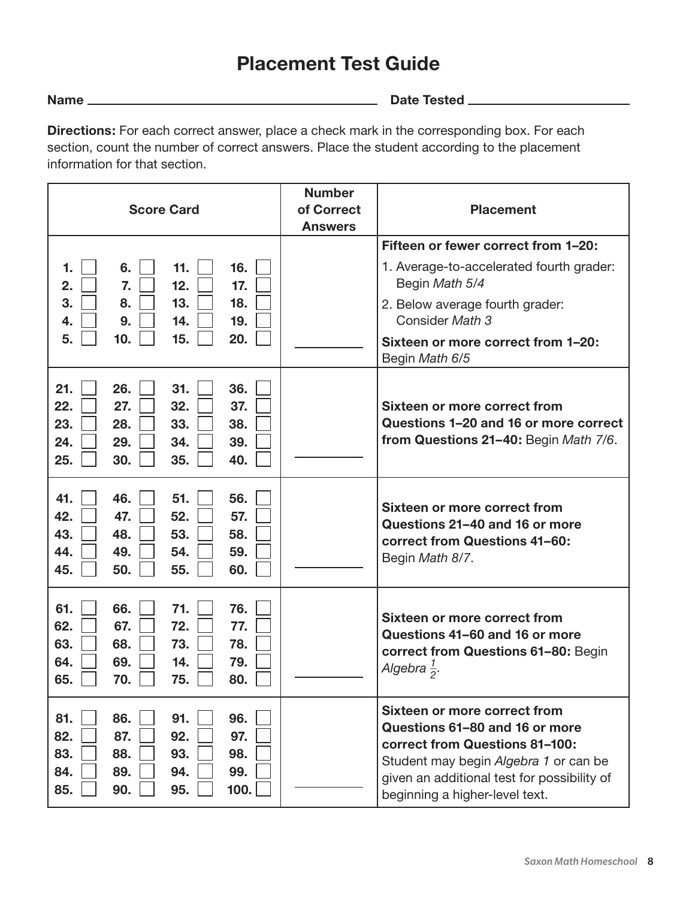# Placement Test Guide

**Name** ______________________ **Date Tested** ______________________

**Directions:** For each correct answer, place a check mark in the corresponding box. For each section, count the number of correct answers. Place the student according to the placement information for that section.

| Score Card | Number of Correct Answers | Placement |
|---|---|---|
| **1.** ☐ **2.** ☐ **3.** ☐ **4.** ☐ **5.** ☐ **6.** ☐ **7.** ☐ **8.** ☐ **9.** ☐ **10.** ☐ **11.** ☐ **12.** ☐ **13.** ☐ **14.** ☐ **15.** ☐ **16.** ☐ **17.** ☐ **18.** ☐ **19.** ☐ **20.** ☐ | ______ | **Fifteen or fewer correct from 1–20:** 1. Average-to-accelerated fourth grader: Begin *Math 5/4* 2. Below average fourth grader: Consider *Math 3* **Sixteen or more correct from 1–20:** Begin *Math 6/5* |
| **21.** ☐ **22.** ☐ **23.** ☐ **24.** ☐ **25.** ☐ **26.** ☐ **27.** ☐ **28.** ☐ **29.** ☐ **30.** ☐ **31.** ☐ **32.** ☐ **33.** ☐ **34.** ☐ **35.** ☐ **36.** ☐ **37.** ☐ **38.** ☐ **39.** ☐ **40.** ☐ | ______ | **Sixteen or more correct from Questions 1–20 and 16 or more correct from Questions 21–40:** Begin *Math 7/6*. |
| **41.** ☐ **42.** ☐ **43.** ☐ **44.** ☐ **45.** ☐ **46.** ☐ **47.** ☐ **48.** ☐ **49.** ☐ **50.** ☐ **51.** ☐ **52.** ☐ **53.** ☐ **54.** ☐ **55.** ☐ **56.** ☐ **57.** ☐ **58.** ☐ **59.** ☐ **60.** ☐ | ______ | **Sixteen or more correct from Questions 21–40 and 16 or more correct from Questions 41–60:** Begin *Math 8/7*. |
| **61.** ☐ **62.** ☐ **63.** ☐ **64.** ☐ **65.** ☐ **66.** ☐ **67.** ☐ **68.** ☐ **69.** ☐ **70.** ☐ **71.** ☐ **72.** ☐ **73.** ☐ **14.** ☐ **75.** ☐ **76.** ☐ **77.** ☐ **78.** ☐ **79.** ☐ **80.** ☐ | ______ | **Sixteen or more correct from Questions 41–60 and 16 or more correct from Questions 61–80:** Begin *Algebra* $\frac{1}{2}$. |
| **81.** ☐ **82.** ☐ **83.** ☐ **84.** ☐ **85.** ☐ **86.** ☐ **87.** ☐ **88.** ☐ **89.** ☐ **90.** ☐ **91.** ☐ **92.** ☐ **93.** ☐ **94.** ☐ **95.** ☐ **96.** ☐ **97.** ☐ **98.** ☐ **99.** ☐ **100.** ☐ | ______ | **Sixteen or more correct from Questions 61–80 and 16 or more correct from Questions 81–100:** Student may begin *Algebra 1* or can be given an additional test for possibility of beginning a higher-level text. |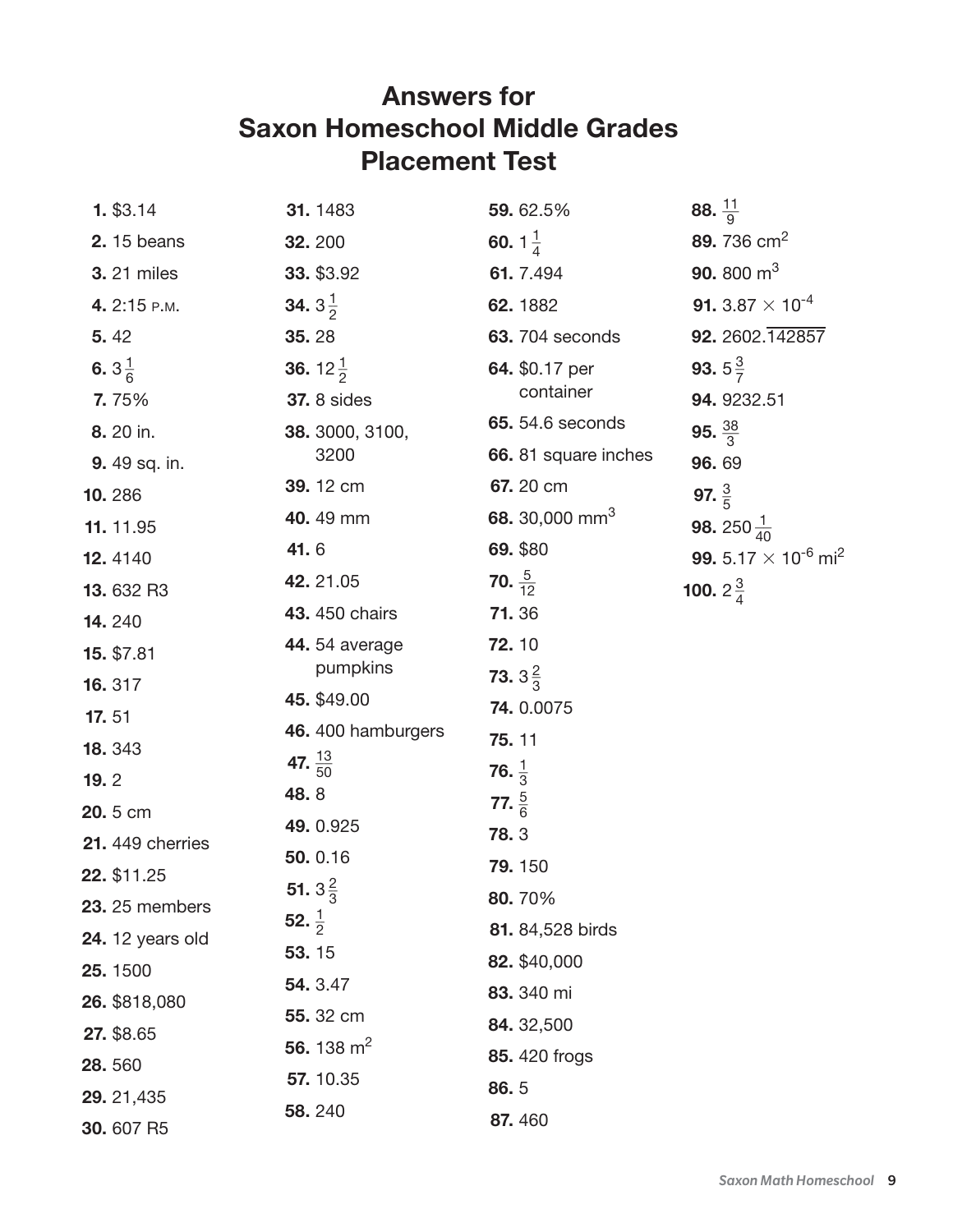# Answers for Saxon Homeschool Middle Grades Placement Test

**1.** \$3.14
**2.** 15 beans
**3.** 21 miles
**4.** 2:15 P.M.
**5.** 42
**6.** $3\frac{1}{6}$
**7.** 75%
**8.** 20 in.
**9.** 49 sq. in.
**10.** 286
**11.** 11.95
**12.** 4140
**13.** 632 R3
**14.** 240
**15.** \$7.81
**16.** 317
**17.** 51
**18.** 343
**19.** 2
**20.** 5 cm
**21.** 449 cherries
**22.** \$11.25
**23.** 25 members
**24.** 12 years old
**25.** 1500
**26.** \$818,080
**27.** \$8.65
**28.** 560
**29.** 21,435
**30.** 607 R5
**31.** 1483
**32.** 200
**33.** \$3.92
**34.** $3\frac{1}{2}$
**35.** 28
**36.** $12\frac{1}{2}$
**37.** 8 sides
**38.** 3000, 3100, 3200
**39.** 12 cm
**40.** 49 mm
**41.** 6
**42.** 21.05
**43.** 450 chairs
**44.** 54 average pumpkins
**45.** \$49.00
**46.** 400 hamburgers
**47.** $\frac{13}{50}$
**48.** 8
**49.** 0.925
**50.** 0.16
**51.** $3\frac{2}{3}$
**52.** $\frac{1}{2}$
**53.** 15
**54.** 3.47
**55.** 32 cm
**56.** 138 $m^2$
**57.** 10.35
**58.** 240
**59.** 62.5%
**60.** $1\frac{1}{4}$
**61.** 7.494
**62.** 1882
**63.** 704 seconds
**64.** \$0.17 per container
**65.** 54.6 seconds
**66.** 81 square inches
**67.** 20 cm
**68.** 30,000 $mm^3$
**69.** \$80
**70.** $\frac{5}{12}$
**71.** 36
**72.** 10
**73.** $3\frac{2}{3}$
**74.** 0.0075
**75.** 11
**76.** $\frac{1}{3}$
**77.** $\frac{5}{6}$
**78.** 3
**79.** 150
**80.** 70%
**81.** 84,528 birds
**82.** \$40,000
**83.** 340 mi
**84.** 32,500
**85.** 420 frogs
**86.** 5
**87.** 460
**88.** $\frac{11}{9}$
**89.** 736 $cm^2$
**90.** 800 $m^3$
**91.** $3.87 \times 10^{-4}$
**92.** $2602.\overline{142857}$
**93.** $5\frac{3}{7}$
**94.** 9232.51
**95.** $\frac{38}{3}$
**96.** 69
**97.** $\frac{3}{5}$
**98.** $250\frac{1}{40}$
**99.** $5.17 \times 10^{-6}$ $mi^2$
**100.** $2\frac{3}{4}$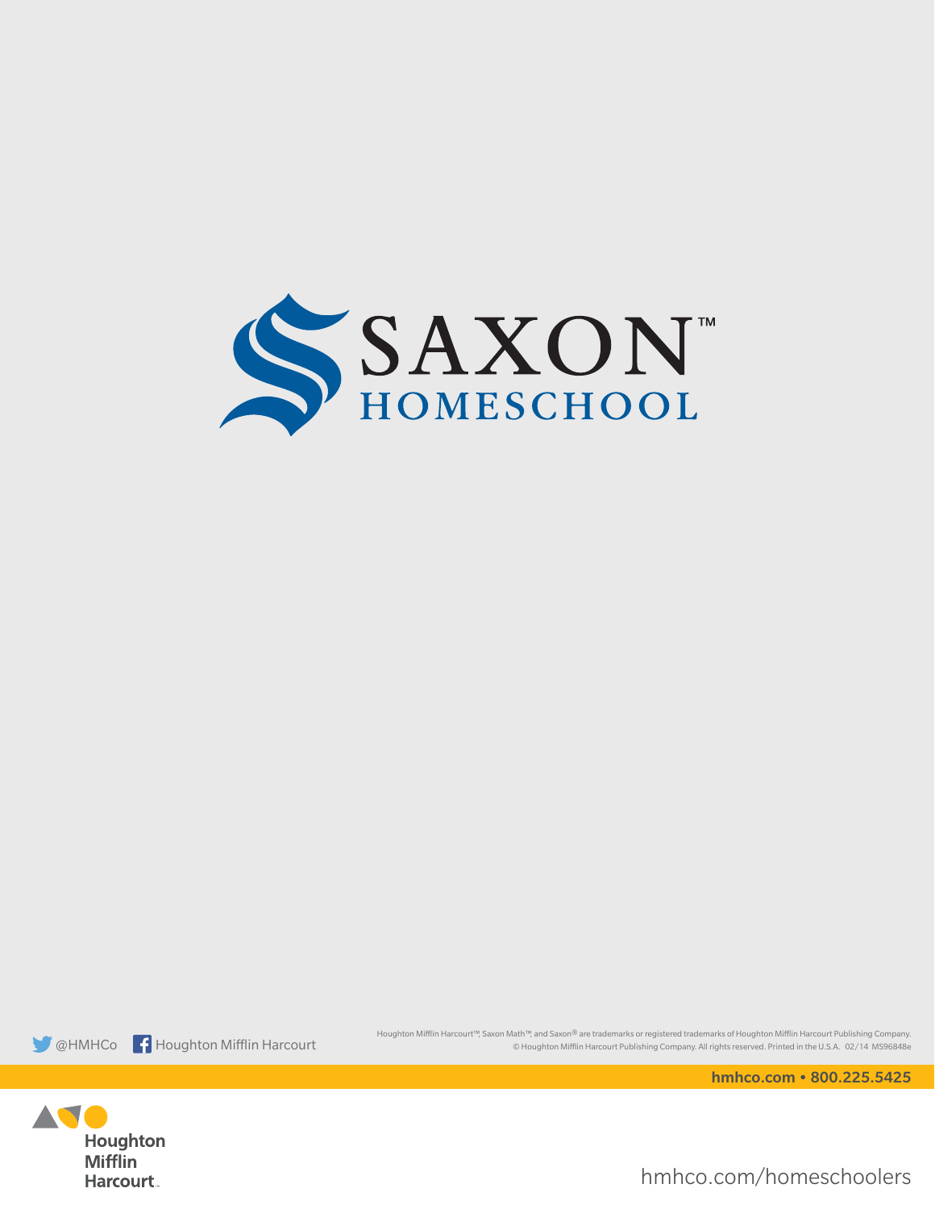SAXON™
HOMESCHOOL

@HMHCo Houghton Mifflin Harcourt

Houghton Mifflin Harcourt™, Saxon Math™, and Saxon® are trademarks or registered trademarks of Houghton Mifflin Harcourt Publishing Company.
© Houghton Mifflin Harcourt Publishing Company. All rights reserved. Printed in the U.S.A. 02/14 MS96848e

**hmhco.com • 800.225.5425**

Houghton
Mifflin
Harcourt

hmhco.com/homeschoolers